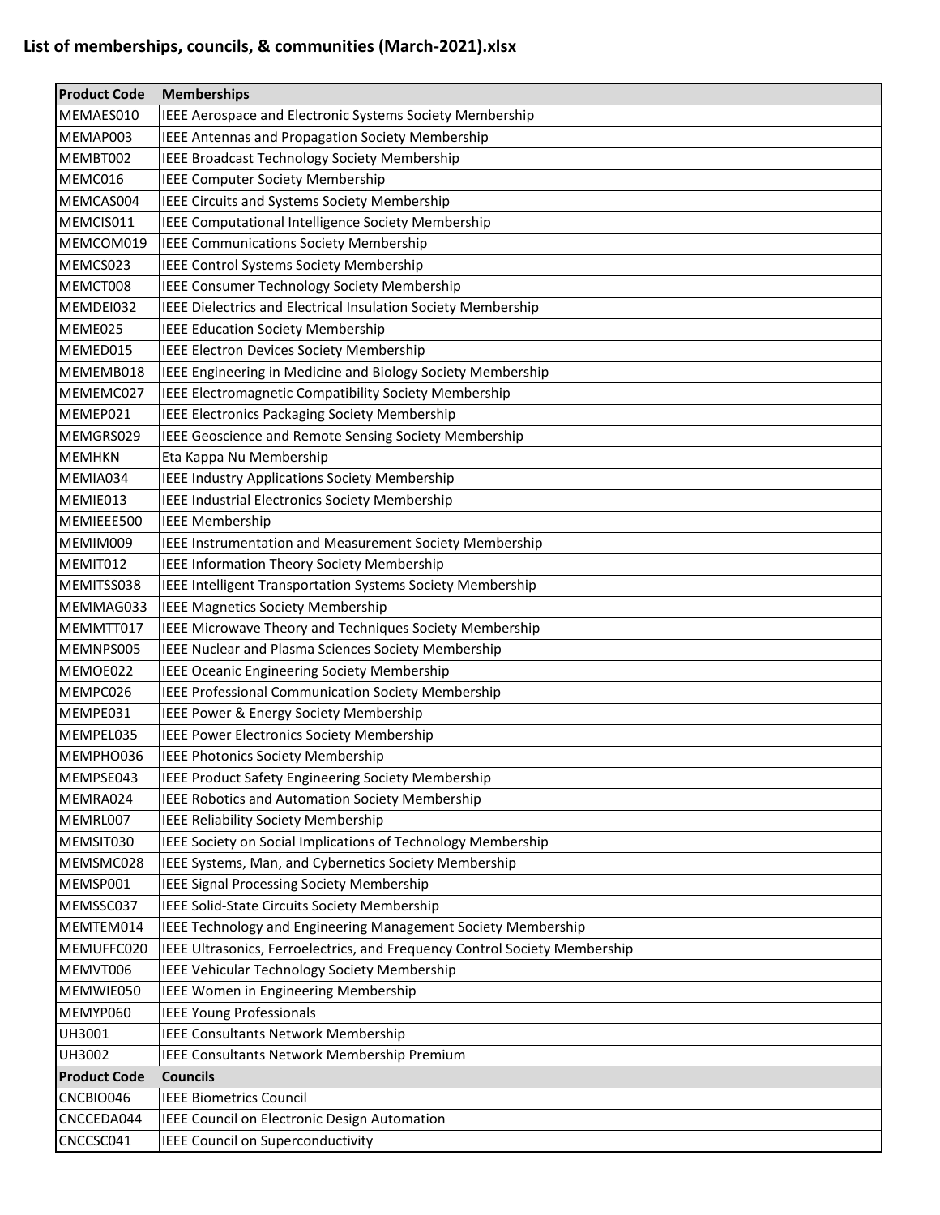# List of memberships, councils, & communities (March-2021).xlsx

| Product Code | Memberships |
|---|---|
| MEMAES010 | IEEE Aerospace and Electronic Systems Society Membership |
| MEMAP003 | IEEE Antennas and Propagation Society Membership |
| MEMBT002 | IEEE Broadcast Technology Society Membership |
| MEMC016 | IEEE Computer Society Membership |
| MEMCAS004 | IEEE Circuits and Systems Society Membership |
| MEMCIS011 | IEEE Computational Intelligence Society Membership |
| MEMCOM019 | IEEE Communications Society Membership |
| MEMCS023 | IEEE Control Systems Society Membership |
| MEMCT008 | IEEE Consumer Technology Society Membership |
| MEMDEI032 | IEEE Dielectrics and Electrical Insulation Society Membership |
| MEME025 | IEEE Education Society Membership |
| MEMED015 | IEEE Electron Devices Society Membership |
| MEMEMB018 | IEEE Engineering in Medicine and Biology Society Membership |
| MEMEMC027 | IEEE Electromagnetic Compatibility Society Membership |
| MEMEP021 | IEEE Electronics Packaging Society Membership |
| MEMGRS029 | IEEE Geoscience and Remote Sensing Society Membership |
| MEMHKN | Eta Kappa Nu Membership |
| MEMIA034 | IEEE Industry Applications Society Membership |
| MEMIE013 | IEEE Industrial Electronics Society Membership |
| MEMIEEE500 | IEEE Membership |
| MEMIM009 | IEEE Instrumentation and Measurement Society Membership |
| MEMIT012 | IEEE Information Theory Society Membership |
| MEMITSS038 | IEEE Intelligent Transportation Systems Society Membership |
| MEMMAG033 | IEEE Magnetics Society Membership |
| MEMMTT017 | IEEE Microwave Theory and Techniques Society Membership |
| MEMNPS005 | IEEE Nuclear and Plasma Sciences Society Membership |
| MEMOE022 | IEEE Oceanic Engineering Society Membership |
| MEMPC026 | IEEE Professional Communication Society Membership |
| MEMPE031 | IEEE Power & Energy Society Membership |
| MEMPEL035 | IEEE Power Electronics Society Membership |
| MEMPHO036 | IEEE Photonics Society Membership |
| MEMPSE043 | IEEE Product Safety Engineering Society Membership |
| MEMRA024 | IEEE Robotics and Automation Society Membership |
| MEMRL007 | IEEE Reliability Society Membership |
| MEMSIT030 | IEEE Society on Social Implications of Technology Membership |
| MEMSMC028 | IEEE Systems, Man, and Cybernetics Society Membership |
| MEMSP001 | IEEE Signal Processing Society Membership |
| MEMSSC037 | IEEE Solid-State Circuits Society Membership |
| MEMTEM014 | IEEE Technology and Engineering Management Society Membership |
| MEMUFFC020 | IEEE Ultrasonics, Ferroelectrics, and Frequency Control Society Membership |
| MEMVT006 | IEEE Vehicular Technology Society Membership |
| MEMWIE050 | IEEE Women in Engineering Membership |
| MEMYP060 | IEEE Young Professionals |
| UH3001 | IEEE Consultants Network Membership |
| UH3002 | IEEE Consultants Network Membership Premium |
| **Product Code** | **Councils** |
| CNCBIO046 | IEEE Biometrics Council |
| CNCCEDA044 | IEEE Council on Electronic Design Automation |
| CNCCSC041 | IEEE Council on Superconductivity |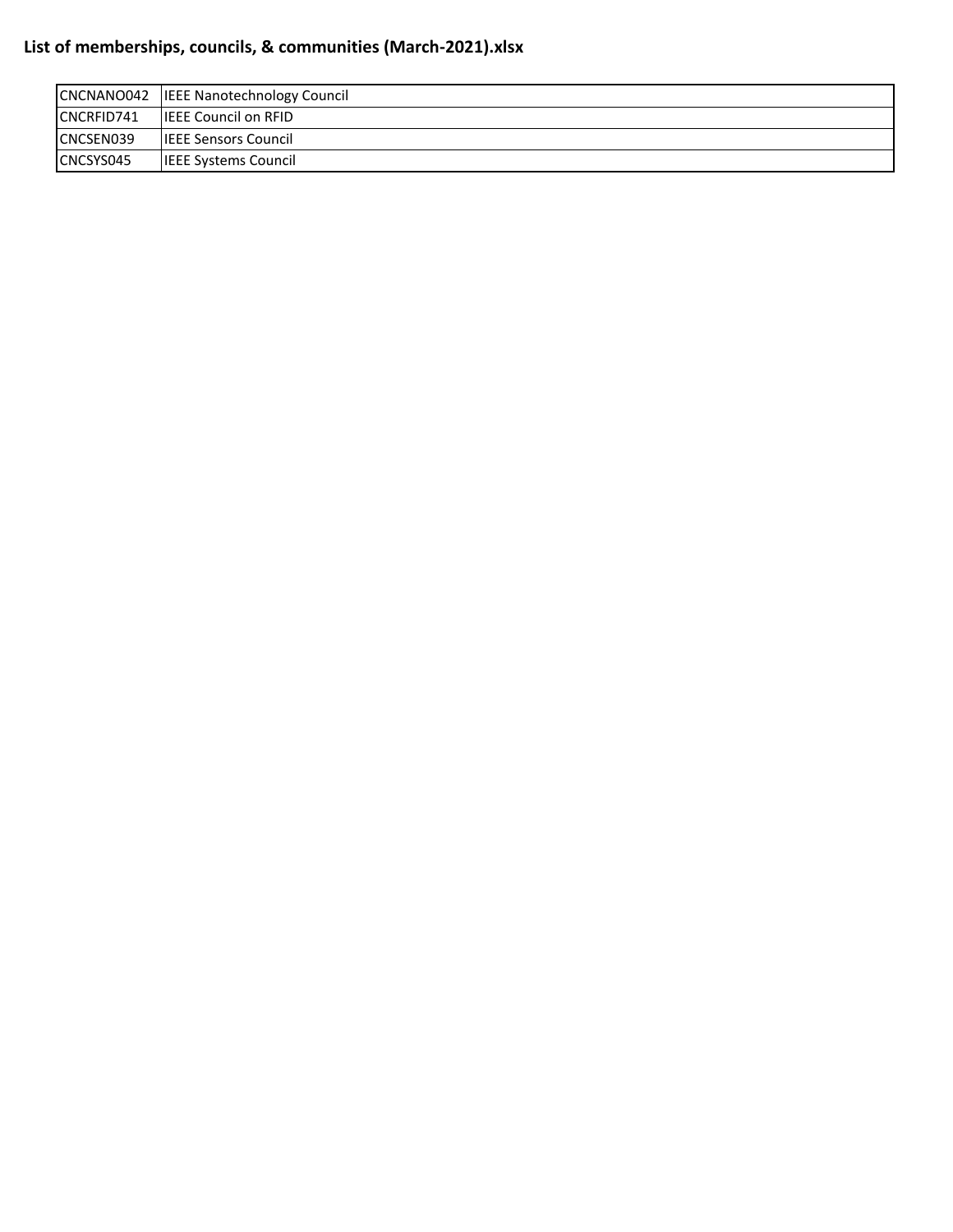| | |
|---|---|
| CNCNANO042 | IEEE Nanotechnology Council |
| CNCRFID741 | IEEE Council on RFID |
| CNCSEN039 | IEEE Sensors Council |
| CNCSYS045 | IEEE Systems Council |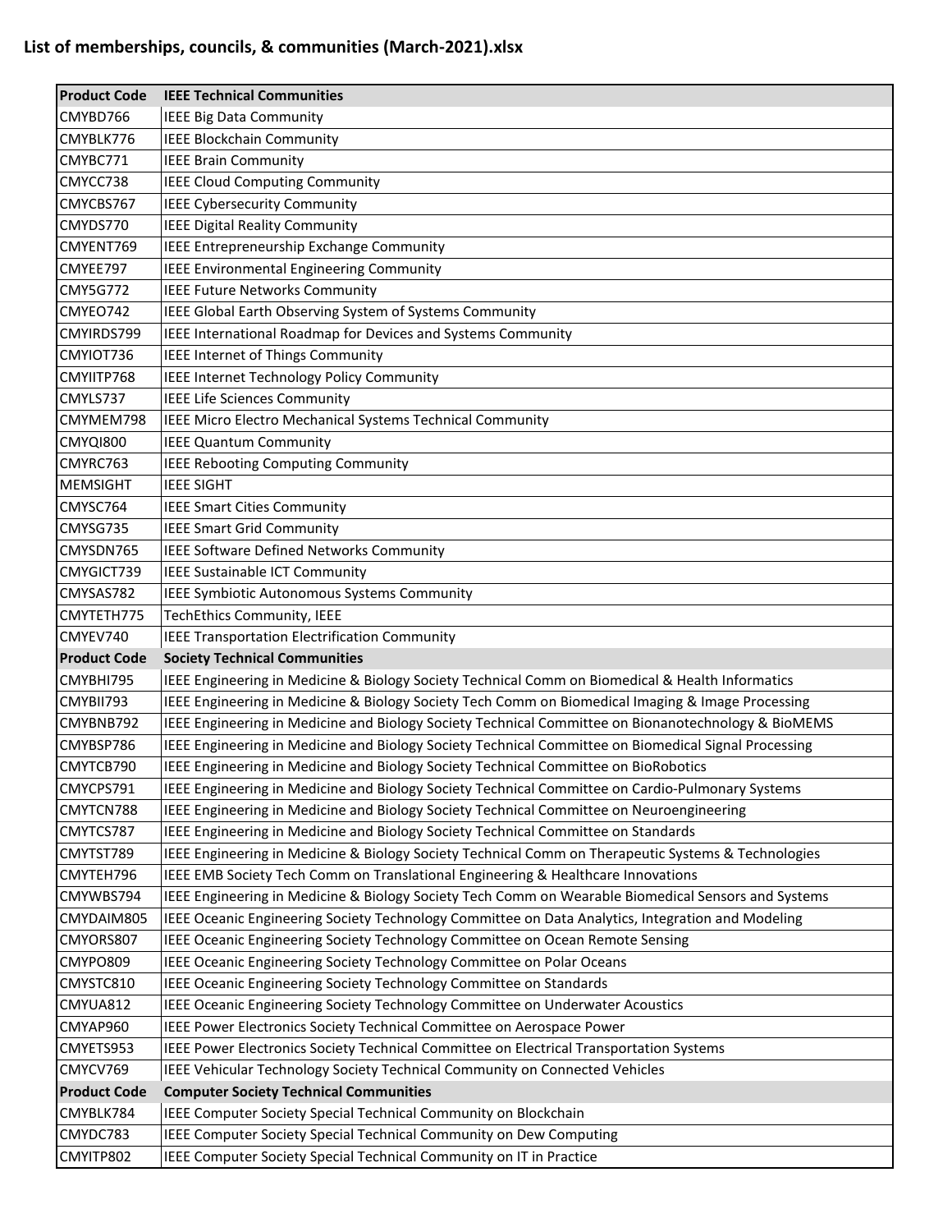**List of memberships, councils, & communities (March-2021).xlsx**

| Product Code | IEEE Technical Communities |
|---|---|
| CMYBD766 | IEEE Big Data Community |
| CMYBLK776 | IEEE Blockchain Community |
| CMYBC771 | IEEE Brain Community |
| CMYCC738 | IEEE Cloud Computing Community |
| CMYCBS767 | IEEE Cybersecurity Community |
| CMYDS770 | IEEE Digital Reality Community |
| CMYENT769 | IEEE Entrepreneurship Exchange Community |
| CMYEE797 | IEEE Environmental Engineering Community |
| CMY5G772 | IEEE Future Networks Community |
| CMYEO742 | IEEE Global Earth Observing System of Systems Community |
| CMYIRDS799 | IEEE International Roadmap for Devices and Systems Community |
| CMYIOT736 | IEEE Internet of Things Community |
| CMYIITP768 | IEEE Internet Technology Policy Community |
| CMYLS737 | IEEE Life Sciences Community |
| CMYMEM798 | IEEE Micro Electro Mechanical Systems Technical Community |
| CMYQI800 | IEEE Quantum Community |
| CMYRC763 | IEEE Rebooting Computing Community |
| MEMSIGHT | IEEE SIGHT |
| CMYSC764 | IEEE Smart Cities Community |
| CMYSG735 | IEEE Smart Grid Community |
| CMYSDN765 | IEEE Software Defined Networks Community |
| CMYGICT739 | IEEE Sustainable ICT Community |
| CMYSAS782 | IEEE Symbiotic Autonomous Systems Community |
| CMYTETH775 | TechEthics Community, IEEE |
| CMYEV740 | IEEE Transportation Electrification Community |
| **Product Code** | **Society Technical Communities** |
| CMYBHI795 | IEEE Engineering in Medicine & Biology Society Technical Comm on Biomedical & Health Informatics |
| CMYBII793 | IEEE Engineering in Medicine & Biology Society Tech Comm on Biomedical Imaging & Image Processing |
| CMYBNB792 | IEEE Engineering in Medicine and Biology Society Technical Committee on Bionanotechnology & BioMEMS |
| CMYBSP786 | IEEE Engineering in Medicine and Biology Society Technical Committee on Biomedical Signal Processing |
| CMYTCB790 | IEEE Engineering in Medicine and Biology Society Technical Committee on BioRobotics |
| CMYCPS791 | IEEE Engineering in Medicine and Biology Society Technical Committee on Cardio-Pulmonary Systems |
| CMYTCN788 | IEEE Engineering in Medicine and Biology Society Technical Committee on Neuroengineering |
| CMYTCS787 | IEEE Engineering in Medicine and Biology Society Technical Committee on Standards |
| CMYTST789 | IEEE Engineering in Medicine & Biology Society Technical Comm on Therapeutic Systems & Technologies |
| CMYTEH796 | IEEE EMB Society Tech Comm on Translational Engineering & Healthcare Innovations |
| CMYWBS794 | IEEE Engineering in Medicine & Biology Society Tech Comm on Wearable Biomedical Sensors and Systems |
| CMYDAIM805 | IEEE Oceanic Engineering Society Technology Committee on Data Analytics, Integration and Modeling |
| CMYORS807 | IEEE Oceanic Engineering Society Technology Committee on Ocean Remote Sensing |
| CMYPO809 | IEEE Oceanic Engineering Society Technology Committee on Polar Oceans |
| CMYSTC810 | IEEE Oceanic Engineering Society Technology Committee on Standards |
| CMYUA812 | IEEE Oceanic Engineering Society Technology Committee on Underwater Acoustics |
| CMYAP960 | IEEE Power Electronics Society Technical Committee on Aerospace Power |
| CMYETS953 | IEEE Power Electronics Society Technical Committee on Electrical Transportation Systems |
| CMYCV769 | IEEE Vehicular Technology Society Technical Community on Connected Vehicles |
| **Product Code** | **Computer Society Technical Communities** |
| CMYBLK784 | IEEE Computer Society Special Technical Community on Blockchain |
| CMYDC783 | IEEE Computer Society Special Technical Community on Dew Computing |
| CMYITP802 | IEEE Computer Society Special Technical Community on IT in Practice |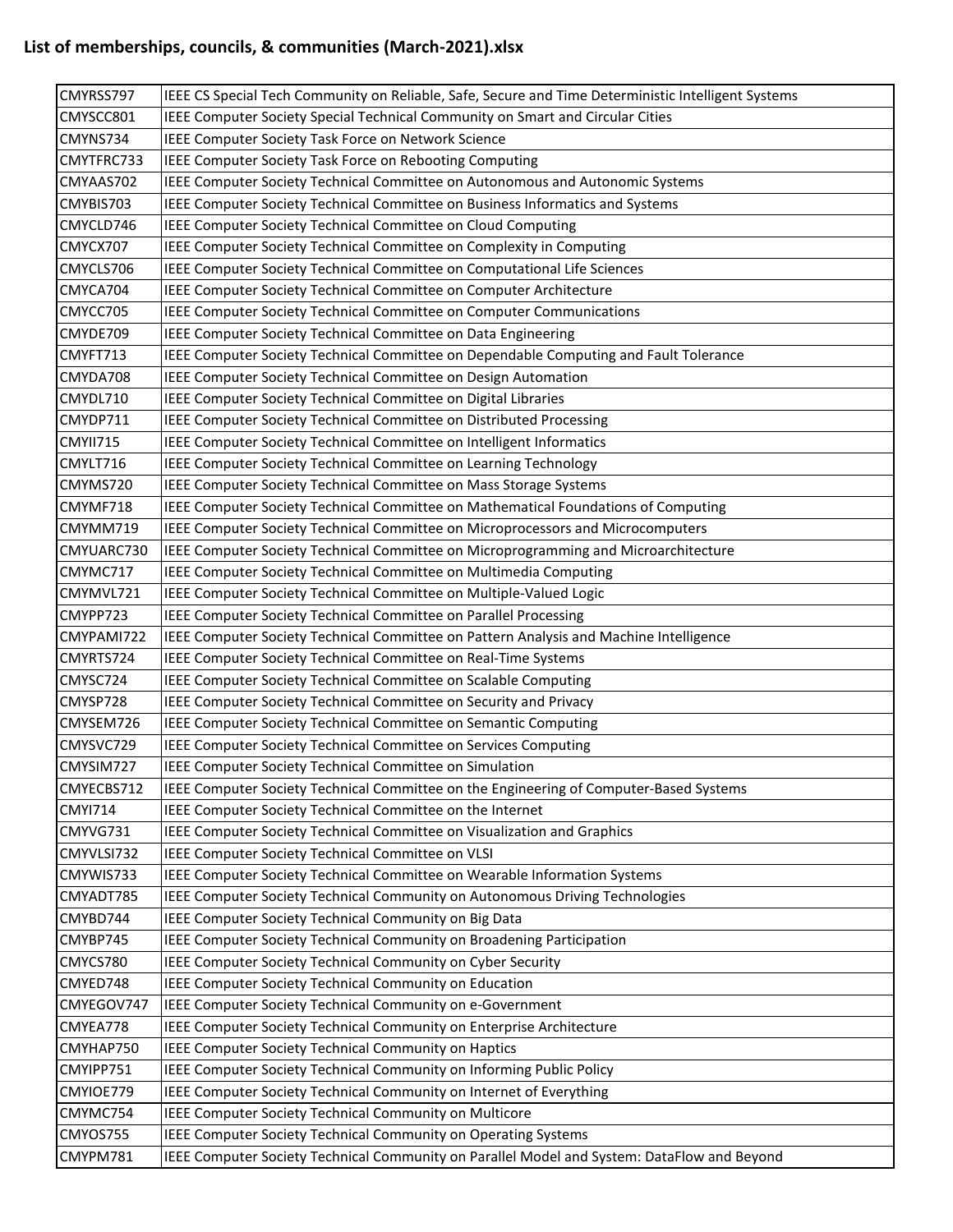**List of memberships, councils, & communities (March-2021).xlsx**

| | |
|---|---|
| CMYRSS797 | IEEE CS Special Tech Community on Reliable, Safe, Secure and Time Deterministic Intelligent Systems |
| CMYSCC801 | IEEE Computer Society Special Technical Community on Smart and Circular Cities |
| CMYNS734 | IEEE Computer Society Task Force on Network Science |
| CMYTFRC733 | IEEE Computer Society Task Force on Rebooting Computing |
| CMYAAS702 | IEEE Computer Society Technical Committee on Autonomous and Autonomic Systems |
| CMYBIS703 | IEEE Computer Society Technical Committee on Business Informatics and Systems |
| CMYCLD746 | IEEE Computer Society Technical Committee on Cloud Computing |
| CMYCX707 | IEEE Computer Society Technical Committee on Complexity in Computing |
| CMYCLS706 | IEEE Computer Society Technical Committee on Computational Life Sciences |
| CMYCA704 | IEEE Computer Society Technical Committee on Computer Architecture |
| CMYCC705 | IEEE Computer Society Technical Committee on Computer Communications |
| CMYDE709 | IEEE Computer Society Technical Committee on Data Engineering |
| CMYFT713 | IEEE Computer Society Technical Committee on Dependable Computing and Fault Tolerance |
| CMYDA708 | IEEE Computer Society Technical Committee on Design Automation |
| CMYDL710 | IEEE Computer Society Technical Committee on Digital Libraries |
| CMYDP711 | IEEE Computer Society Technical Committee on Distributed Processing |
| CMYII715 | IEEE Computer Society Technical Committee on Intelligent Informatics |
| CMYLT716 | IEEE Computer Society Technical Committee on Learning Technology |
| CMYMS720 | IEEE Computer Society Technical Committee on Mass Storage Systems |
| CMYMF718 | IEEE Computer Society Technical Committee on Mathematical Foundations of Computing |
| CMYMM719 | IEEE Computer Society Technical Committee on Microprocessors and Microcomputers |
| CMYUARC730 | IEEE Computer Society Technical Committee on Microprogramming and Microarchitecture |
| CMYMC717 | IEEE Computer Society Technical Committee on Multimedia Computing |
| CMYMVL721 | IEEE Computer Society Technical Committee on Multiple-Valued Logic |
| CMYPP723 | IEEE Computer Society Technical Committee on Parallel Processing |
| CMYPAMI722 | IEEE Computer Society Technical Committee on Pattern Analysis and Machine Intelligence |
| CMYRTS724 | IEEE Computer Society Technical Committee on Real-Time Systems |
| CMYSC724 | IEEE Computer Society Technical Committee on Scalable Computing |
| CMYSP728 | IEEE Computer Society Technical Committee on Security and Privacy |
| CMYSEM726 | IEEE Computer Society Technical Committee on Semantic Computing |
| CMYSVC729 | IEEE Computer Society Technical Committee on Services Computing |
| CMYSIM727 | IEEE Computer Society Technical Committee on Simulation |
| CMYECBS712 | IEEE Computer Society Technical Committee on the Engineering of Computer-Based Systems |
| CMYI714 | IEEE Computer Society Technical Committee on the Internet |
| CMYVG731 | IEEE Computer Society Technical Committee on Visualization and Graphics |
| CMYVLSI732 | IEEE Computer Society Technical Committee on VLSI |
| CMYWIS733 | IEEE Computer Society Technical Committee on Wearable Information Systems |
| CMYADT785 | IEEE Computer Society Technical Community on Autonomous Driving Technologies |
| CMYBD744 | IEEE Computer Society Technical Community on Big Data |
| CMYBP745 | IEEE Computer Society Technical Community on Broadening Participation |
| CMYCS780 | IEEE Computer Society Technical Community on Cyber Security |
| CMYED748 | IEEE Computer Society Technical Community on Education |
| CMYEGOV747 | IEEE Computer Society Technical Community on e-Government |
| CMYEA778 | IEEE Computer Society Technical Community on Enterprise Architecture |
| CMYHAP750 | IEEE Computer Society Technical Community on Haptics |
| CMYIPP751 | IEEE Computer Society Technical Community on Informing Public Policy |
| CMYIOE779 | IEEE Computer Society Technical Community on Internet of Everything |
| CMYMC754 | IEEE Computer Society Technical Community on Multicore |
| CMYOS755 | IEEE Computer Society Technical Community on Operating Systems |
| CMYPM781 | IEEE Computer Society Technical Community on Parallel Model and System: DataFlow and Beyond |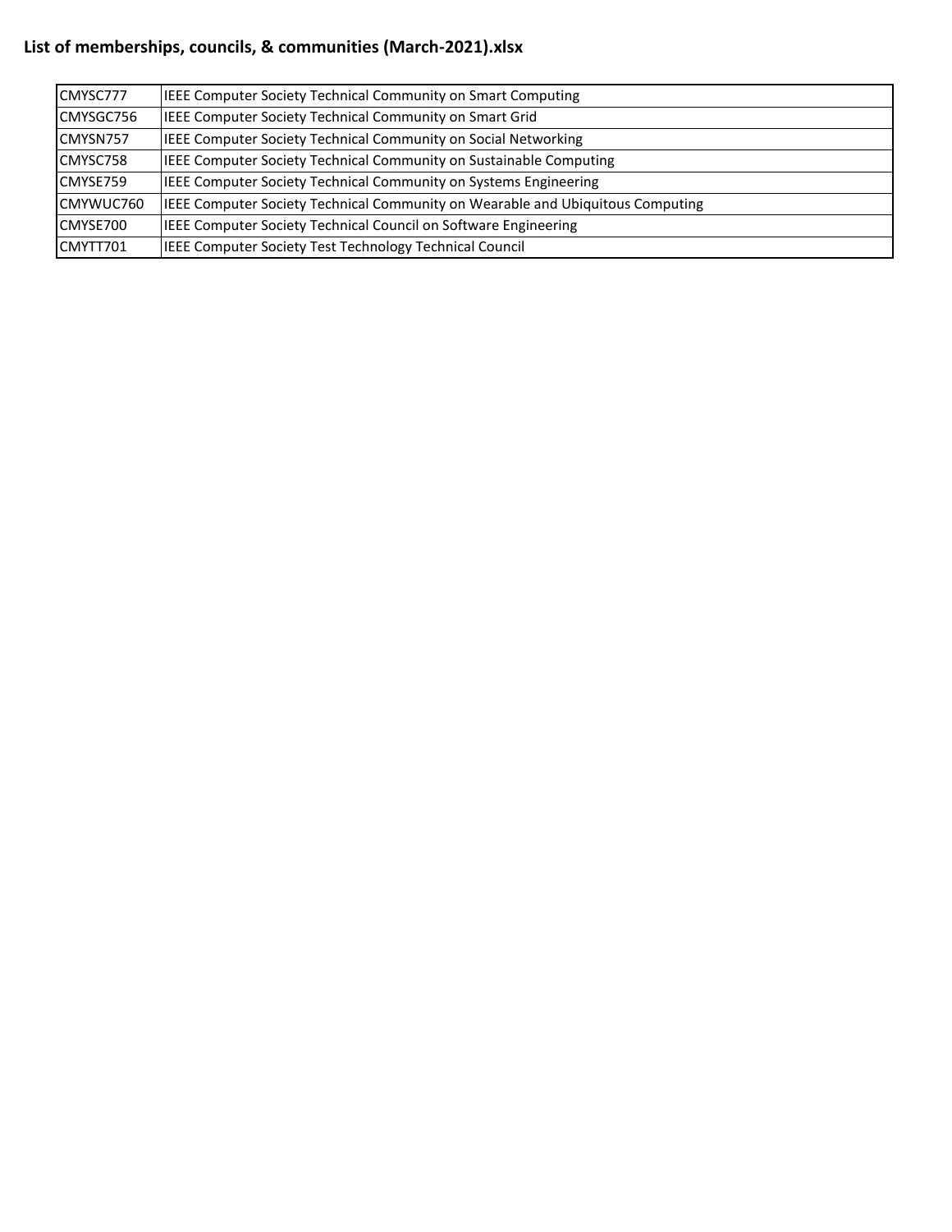**List of memberships, councils, & communities (March-2021).xlsx**

| | |
|---|---|
| CMYSC777 | IEEE Computer Society Technical Community on Smart Computing |
| CMYSGC756 | IEEE Computer Society Technical Community on Smart Grid |
| CMYSN757 | IEEE Computer Society Technical Community on Social Networking |
| CMYSC758 | IEEE Computer Society Technical Community on Sustainable Computing |
| CMYSE759 | IEEE Computer Society Technical Community on Systems Engineering |
| CMYWUC760 | IEEE Computer Society Technical Community on Wearable and Ubiquitous Computing |
| CMYSE700 | IEEE Computer Society Technical Council on Software Engineering |
| CMYTT701 | IEEE Computer Society Test Technology Technical Council |